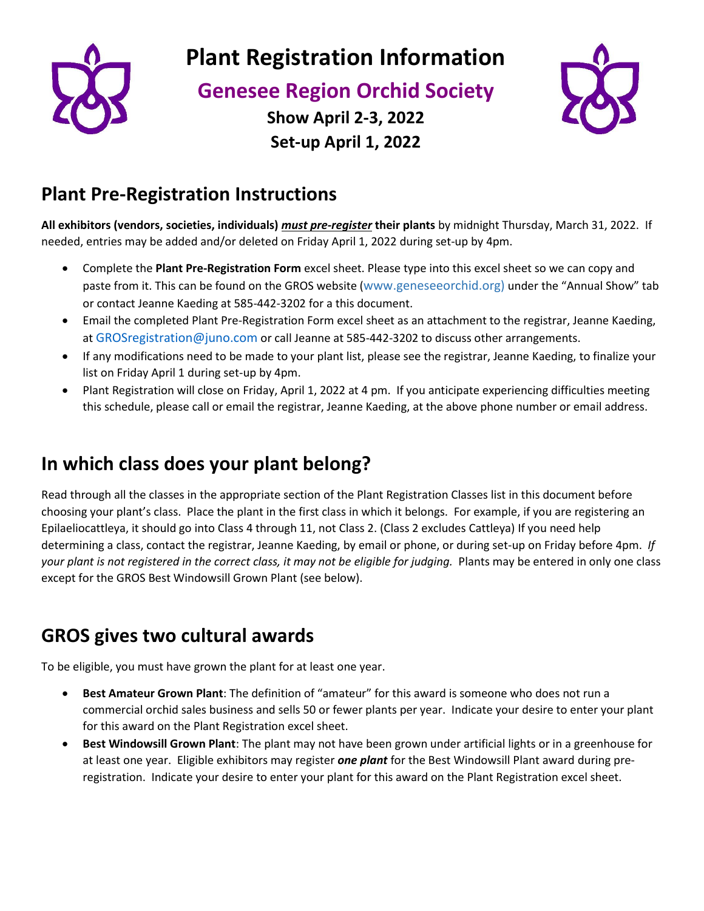# Plant Registration Information

## Genesee Region Orchid Society

**Show April 2-3, 2022**

**Set-up April 1, 2022**

## Plant Pre-Registration Instructions

**All exhibitors (vendors, societies, individuals)** ***must pre-register*** **their plants** by midnight Thursday, March 31, 2022. If needed, entries may be added and/or deleted on Friday April 1, 2022 during set-up by 4pm.

- Complete the **Plant Pre-Registration Form** excel sheet. Please type into this excel sheet so we can copy and paste from it. This can be found on the GROS website (www.geneseeorchid.org) under the "Annual Show" tab or contact Jeanne Kaeding at 585-442-3202 for a this document.
- Email the completed Plant Pre-Registration Form excel sheet as an attachment to the registrar, Jeanne Kaeding, at GROSregistration@juno.com or call Jeanne at 585-442-3202 to discuss other arrangements.
- If any modifications need to be made to your plant list, please see the registrar, Jeanne Kaeding, to finalize your list on Friday April 1 during set-up by 4pm.
- Plant Registration will close on Friday, April 1, 2022 at 4 pm. If you anticipate experiencing difficulties meeting this schedule, please call or email the registrar, Jeanne Kaeding, at the above phone number or email address.

## In which class does your plant belong?

Read through all the classes in the appropriate section of the Plant Registration Classes list in this document before choosing your plant's class. Place the plant in the first class in which it belongs. For example, if you are registering an Epilaeliocattleya, it should go into Class 4 through 11, not Class 2. (Class 2 excludes Cattleya) If you need help determining a class, contact the registrar, Jeanne Kaeding, by email or phone, or during set-up on Friday before 4pm. *If your plant is not registered in the correct class, it may not be eligible for judging.* Plants may be entered in only one class except for the GROS Best Windowsill Grown Plant (see below).

## GROS gives two cultural awards

To be eligible, you must have grown the plant for at least one year.

- **Best Amateur Grown Plant**: The definition of "amateur" for this award is someone who does not run a commercial orchid sales business and sells 50 or fewer plants per year. Indicate your desire to enter your plant for this award on the Plant Registration excel sheet.
- **Best Windowsill Grown Plant**: The plant may not have been grown under artificial lights or in a greenhouse for at least one year. Eligible exhibitors may register ***one plant*** for the Best Windowsill Plant award during pre-registration. Indicate your desire to enter your plant for this award on the Plant Registration excel sheet.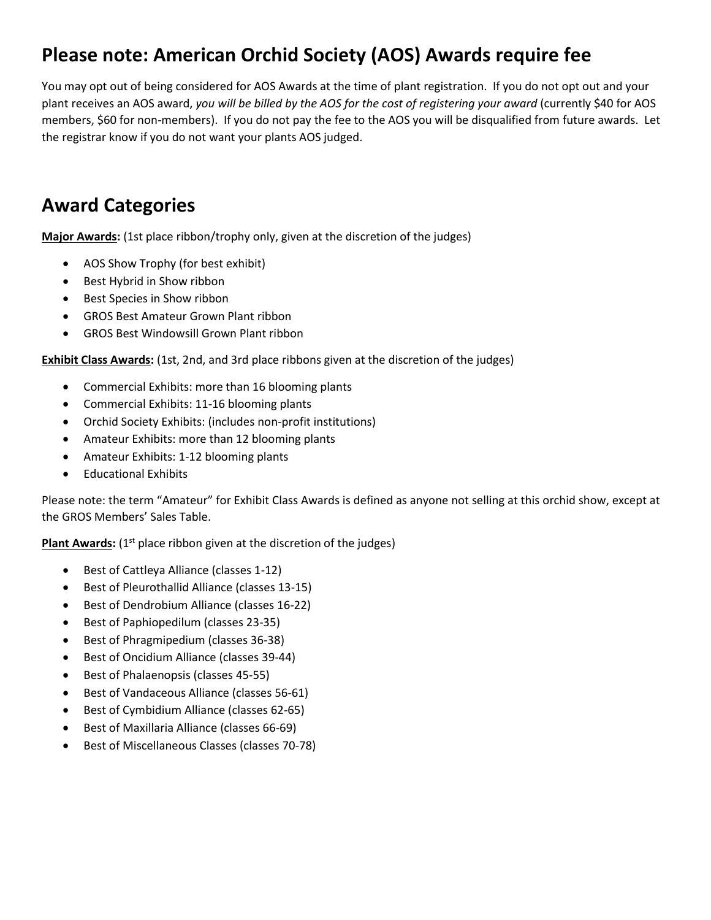## Please note: American Orchid Society (AOS) Awards require fee

You may opt out of being considered for AOS Awards at the time of plant registration. If you do not opt out and your plant receives an AOS award, *you will be billed by the AOS for the cost of registering your award* (currently $40 for AOS members, $60 for non-members). If you do not pay the fee to the AOS you will be disqualified from future awards. Let the registrar know if you do not want your plants AOS judged.

## Award Categories

**Major Awards:** (1st place ribbon/trophy only, given at the discretion of the judges)

- AOS Show Trophy (for best exhibit)
- Best Hybrid in Show ribbon
- Best Species in Show ribbon
- GROS Best Amateur Grown Plant ribbon
- GROS Best Windowsill Grown Plant ribbon

**Exhibit Class Awards:** (1st, 2nd, and 3rd place ribbons given at the discretion of the judges)

- Commercial Exhibits: more than 16 blooming plants
- Commercial Exhibits: 11-16 blooming plants
- Orchid Society Exhibits: (includes non-profit institutions)
- Amateur Exhibits: more than 12 blooming plants
- Amateur Exhibits: 1-12 blooming plants
- Educational Exhibits

Please note: the term "Amateur" for Exhibit Class Awards is defined as anyone not selling at this orchid show, except at the GROS Members' Sales Table.

**Plant Awards:** (1st place ribbon given at the discretion of the judges)

- Best of Cattleya Alliance (classes 1-12)
- Best of Pleurothallid Alliance (classes 13-15)
- Best of Dendrobium Alliance (classes 16-22)
- Best of Paphiopedilum (classes 23-35)
- Best of Phragmipedium (classes 36-38)
- Best of Oncidium Alliance (classes 39-44)
- Best of Phalaenopsis (classes 45-55)
- Best of Vandaceous Alliance (classes 56-61)
- Best of Cymbidium Alliance (classes 62-65)
- Best of Maxillaria Alliance (classes 66-69)
- Best of Miscellaneous Classes (classes 70-78)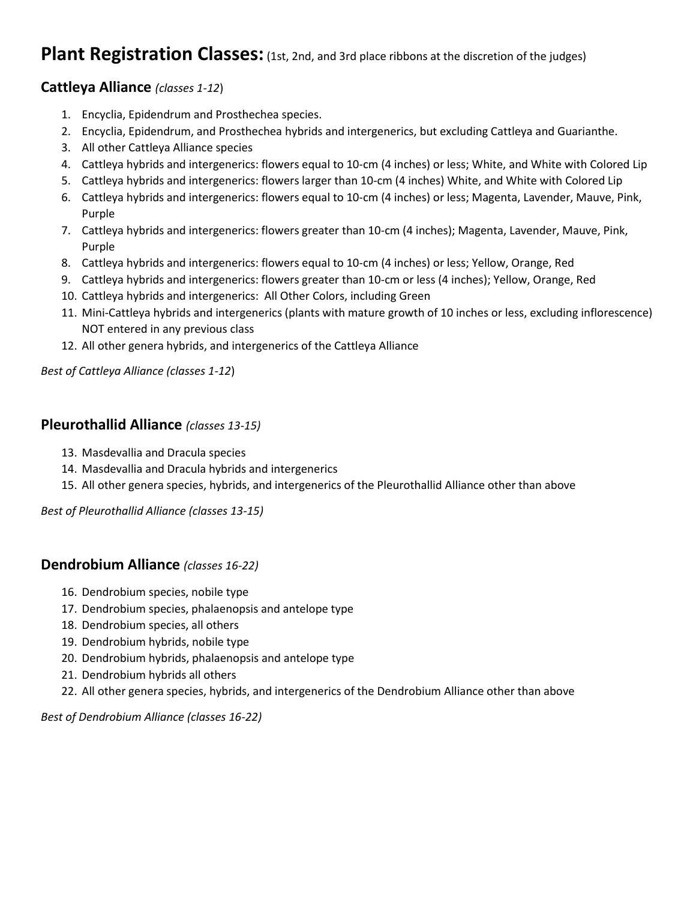# Plant Registration Classes: (1st, 2nd, and 3rd place ribbons at the discretion of the judges)

## Cattleya Alliance *(classes 1-12)*

1. Encyclia, Epidendrum and Prosthechea species.
2. Encyclia, Epidendrum, and Prosthechea hybrids and intergenerics, but excluding Cattleya and Guarianthe.
3. All other Cattleya Alliance species
4. Cattleya hybrids and intergenerics: flowers equal to 10-cm (4 inches) or less; White, and White with Colored Lip
5. Cattleya hybrids and intergenerics: flowers larger than 10-cm (4 inches) White, and White with Colored Lip
6. Cattleya hybrids and intergenerics: flowers equal to 10-cm (4 inches) or less; Magenta, Lavender, Mauve, Pink, Purple
7. Cattleya hybrids and intergenerics: flowers greater than 10-cm (4 inches); Magenta, Lavender, Mauve, Pink, Purple
8. Cattleya hybrids and intergenerics: flowers equal to 10-cm (4 inches) or less; Yellow, Orange, Red
9. Cattleya hybrids and intergenerics: flowers greater than 10-cm or less (4 inches); Yellow, Orange, Red
10. Cattleya hybrids and intergenerics: All Other Colors, including Green
11. Mini-Cattleya hybrids and intergenerics (plants with mature growth of 10 inches or less, excluding inflorescence) NOT entered in any previous class
12. All other genera hybrids, and intergenerics of the Cattleya Alliance

*Best of Cattleya Alliance (classes 1-12)*

## Pleurothallid Alliance *(classes 13-15)*

13. Masdevallia and Dracula species
14. Masdevallia and Dracula hybrids and intergenerics
15. All other genera species, hybrids, and intergenerics of the Pleurothallid Alliance other than above

*Best of Pleurothallid Alliance (classes 13-15)*

## Dendrobium Alliance *(classes 16-22)*

16. Dendrobium species, nobile type
17. Dendrobium species, phalaenopsis and antelope type
18. Dendrobium species, all others
19. Dendrobium hybrids, nobile type
20. Dendrobium hybrids, phalaenopsis and antelope type
21. Dendrobium hybrids all others
22. All other genera species, hybrids, and intergenerics of the Dendrobium Alliance other than above

*Best of Dendrobium Alliance (classes 16-22)*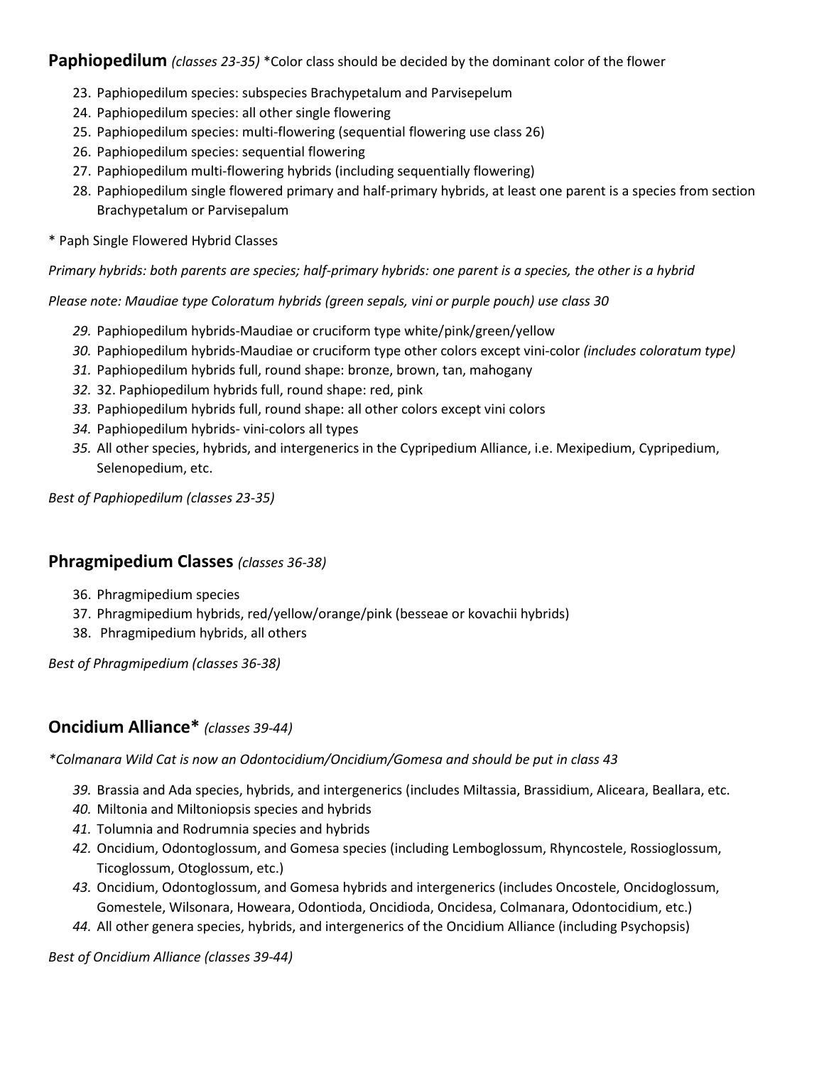## **Paphiopedilum** *(classes 23-35)* *Color class should be decided by the dominant color of the flower

23. Paphiopedilum species: subspecies Brachypetalum and Parvisepelum
24. Paphiopedilum species: all other single flowering
25. Paphiopedilum species: multi-flowering (sequential flowering use class 26)
26. Paphiopedilum species: sequential flowering
27. Paphiopedilum multi-flowering hybrids (including sequentially flowering)
28. Paphiopedilum single flowered primary and half-primary hybrids, at least one parent is a species from section Brachypetalum or Parvisepalum

* Paph Single Flowered Hybrid Classes

*Primary hybrids: both parents are species; half-primary hybrids: one parent is a species, the other is a hybrid*

*Please note: Maudiae type Coloratum hybrids (green sepals, vini or purple pouch) use class 30*

29. Paphiopedilum hybrids-Maudiae or cruciform type white/pink/green/yellow
30. Paphiopedilum hybrids-Maudiae or cruciform type other colors except vini-color *(includes coloratum type)*
31. Paphiopedilum hybrids full, round shape: bronze, brown, tan, mahogany
32. 32. Paphiopedilum hybrids full, round shape: red, pink
33. Paphiopedilum hybrids full, round shape: all other colors except vini colors
34. Paphiopedilum hybrids- vini-colors all types
35. All other species, hybrids, and intergenerics in the Cypripedium Alliance, i.e. Mexipedium, Cypripedium, Selenopedium, etc.

*Best of Paphiopedilum (classes 23-35)*

## **Phragmipedium Classes** *(classes 36-38)*

36. Phragmipedium species
37. Phragmipedium hybrids, red/yellow/orange/pink (besseae or kovachii hybrids)
38. Phragmipedium hybrids, all others

*Best of Phragmipedium (classes 36-38)*

## **Oncidium Alliance*** *(classes 39-44)*

*\*Colmanara Wild Cat is now an Odontocidium/Oncidium/Gomesa and should be put in class 43*

39. Brassia and Ada species, hybrids, and intergenerics (includes Miltassia, Brassidium, Aliceara, Beallara, etc.
40. Miltonia and Miltoniopsis species and hybrids
41. Tolumnia and Rodrumnia species and hybrids
42. Oncidium, Odontoglossum, and Gomesa species (including Lemboglossum, Rhyncostele, Rossioglossum, Ticoglossum, Otoglossum, etc.)
43. Oncidium, Odontoglossum, and Gomesa hybrids and intergenerics (includes Oncostele, Oncidoglossum, Gomestele, Wilsonara, Howeara, Odontioda, Oncidioda, Oncidesa, Colmanara, Odontocidium, etc.)
44. All other genera species, hybrids, and intergenerics of the Oncidium Alliance (including Psychopsis)

*Best of Oncidium Alliance (classes 39-44)*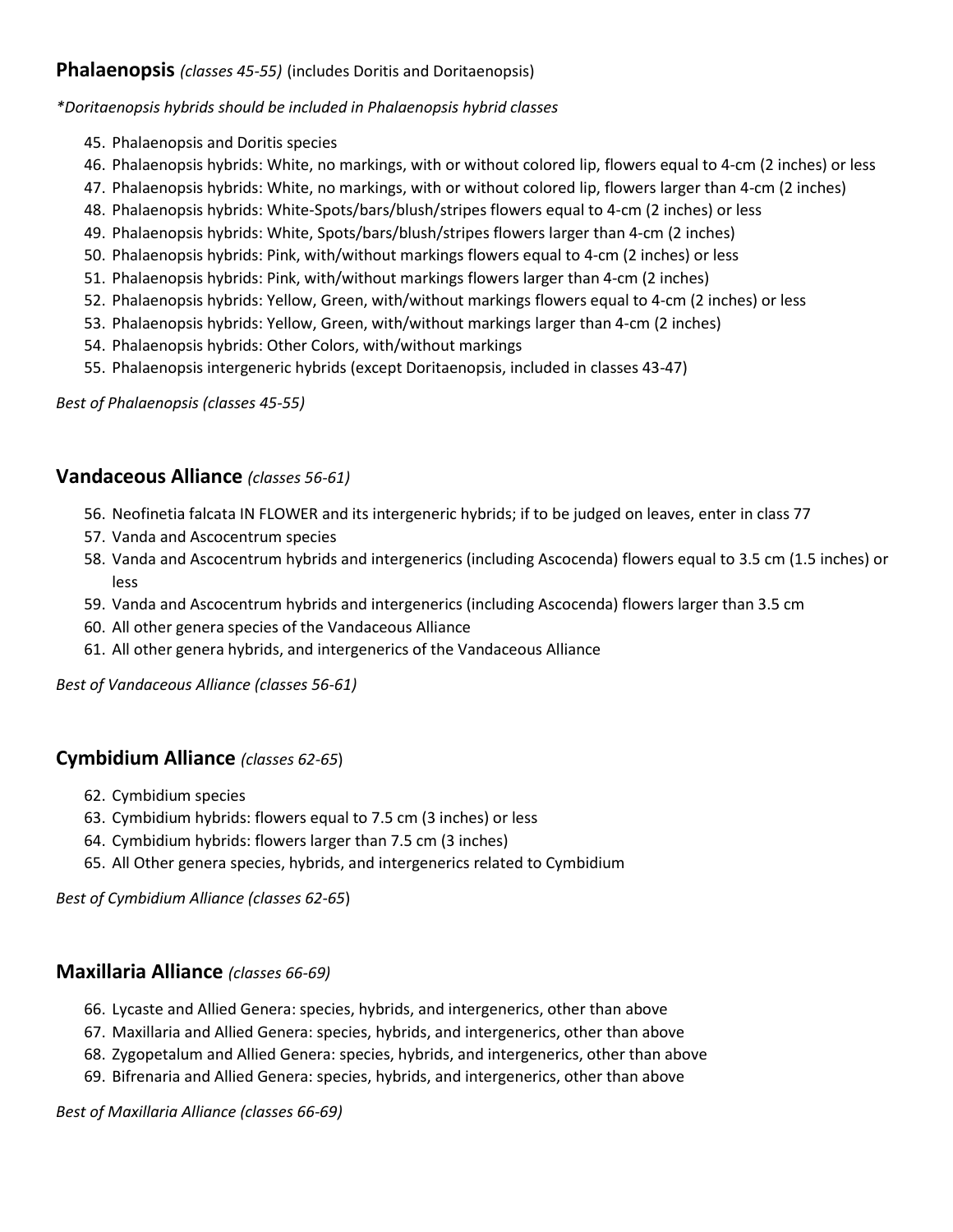## **Phalaenopsis** *(classes 45-55)* (includes Doritis and Doritaenopsis)

*\*Doritaenopsis hybrids should be included in Phalaenopsis hybrid classes*

45. Phalaenopsis and Doritis species
46. Phalaenopsis hybrids: White, no markings, with or without colored lip, flowers equal to 4-cm (2 inches) or less
47. Phalaenopsis hybrids: White, no markings, with or without colored lip, flowers larger than 4-cm (2 inches)
48. Phalaenopsis hybrids: White-Spots/bars/blush/stripes flowers equal to 4-cm (2 inches) or less
49. Phalaenopsis hybrids: White, Spots/bars/blush/stripes flowers larger than 4-cm (2 inches)
50. Phalaenopsis hybrids: Pink, with/without markings flowers equal to 4-cm (2 inches) or less
51. Phalaenopsis hybrids: Pink, with/without markings flowers larger than 4-cm (2 inches)
52. Phalaenopsis hybrids: Yellow, Green, with/without markings flowers equal to 4-cm (2 inches) or less
53. Phalaenopsis hybrids: Yellow, Green, with/without markings larger than 4-cm (2 inches)
54. Phalaenopsis hybrids: Other Colors, with/without markings
55. Phalaenopsis intergeneric hybrids (except Doritaenopsis, included in classes 43-47)

*Best of Phalaenopsis (classes 45-55)*

## **Vandaceous Alliance** *(classes 56-61)*

56. Neofinetia falcata IN FLOWER and its intergeneric hybrids; if to be judged on leaves, enter in class 77
57. Vanda and Ascocentrum species
58. Vanda and Ascocentrum hybrids and intergenerics (including Ascocenda) flowers equal to 3.5 cm (1.5 inches) or less
59. Vanda and Ascocentrum hybrids and intergenerics (including Ascocenda) flowers larger than 3.5 cm
60. All other genera species of the Vandaceous Alliance
61. All other genera hybrids, and intergenerics of the Vandaceous Alliance

*Best of Vandaceous Alliance (classes 56-61)*

## **Cymbidium Alliance** *(classes 62-65)*

62. Cymbidium species
63. Cymbidium hybrids: flowers equal to 7.5 cm (3 inches) or less
64. Cymbidium hybrids: flowers larger than 7.5 cm (3 inches)
65. All Other genera species, hybrids, and intergenerics related to Cymbidium

*Best of Cymbidium Alliance (classes 62-65)*

## **Maxillaria Alliance** *(classes 66-69)*

66. Lycaste and Allied Genera: species, hybrids, and intergenerics, other than above
67. Maxillaria and Allied Genera: species, hybrids, and intergenerics, other than above
68. Zygopetalum and Allied Genera: species, hybrids, and intergenerics, other than above
69. Bifrenaria and Allied Genera: species, hybrids, and intergenerics, other than above

*Best of Maxillaria Alliance (classes 66-69)*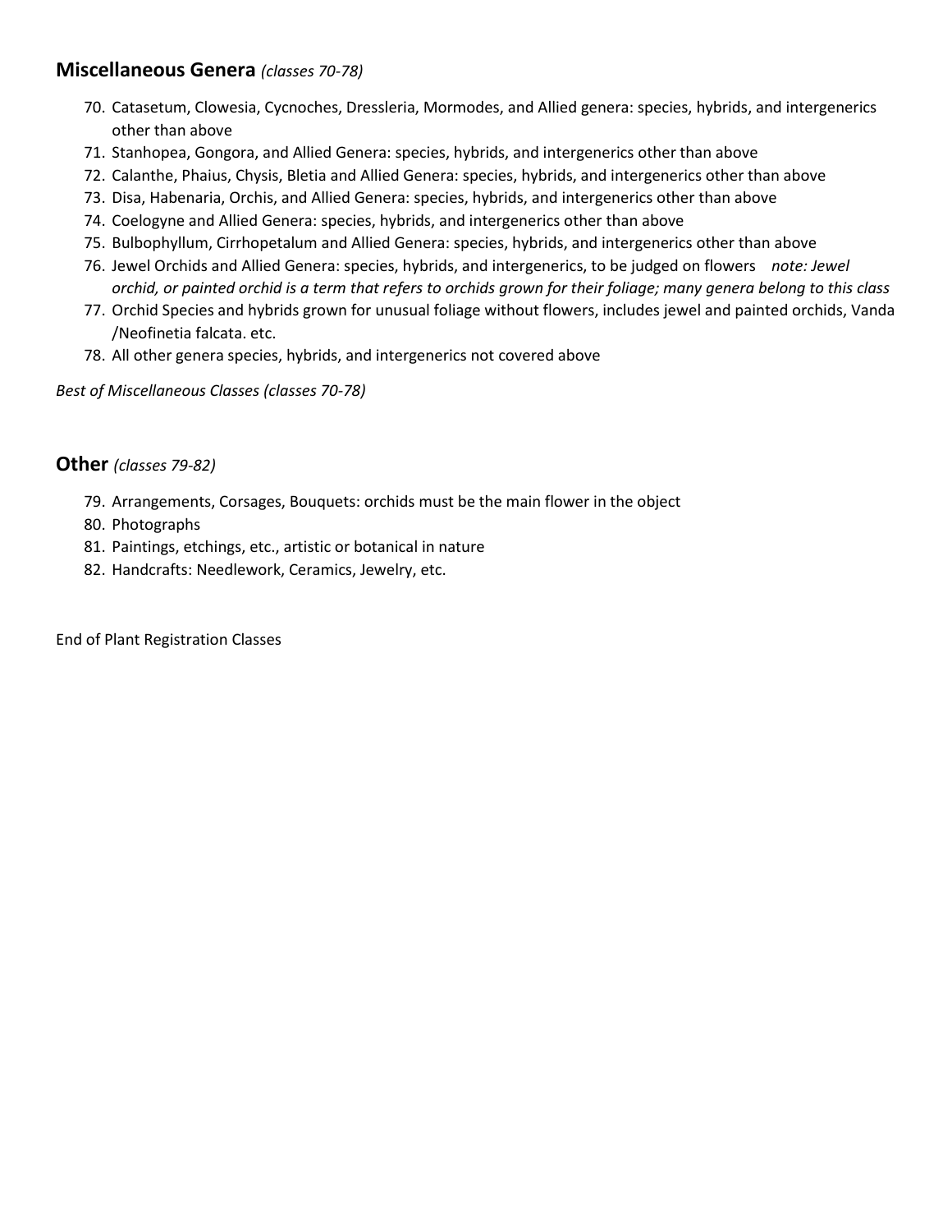## **Miscellaneous Genera** *(classes 70-78)*

70. Catasetum, Clowesia, Cycnoches, Dressleria, Mormodes, and Allied genera: species, hybrids, and intergenerics other than above
71. Stanhopea, Gongora, and Allied Genera: species, hybrids, and intergenerics other than above
72. Calanthe, Phaius, Chysis, Bletia and Allied Genera: species, hybrids, and intergenerics other than above
73. Disa, Habenaria, Orchis, and Allied Genera: species, hybrids, and intergenerics other than above
74. Coelogyne and Allied Genera: species, hybrids, and intergenerics other than above
75. Bulbophyllum, Cirrhopetalum and Allied Genera: species, hybrids, and intergenerics other than above
76. Jewel Orchids and Allied Genera: species, hybrids, and intergenerics, to be judged on flowers *note: Jewel orchid, or painted orchid is a term that refers to orchids grown for their foliage; many genera belong to this class*
77. Orchid Species and hybrids grown for unusual foliage without flowers, includes jewel and painted orchids, Vanda /Neofinetia falcata. etc.
78. All other genera species, hybrids, and intergenerics not covered above

*Best of Miscellaneous Classes (classes 70-78)*

## **Other** *(classes 79-82)*

79. Arrangements, Corsages, Bouquets: orchids must be the main flower in the object
80. Photographs
81. Paintings, etchings, etc., artistic or botanical in nature
82. Handcrafts: Needlework, Ceramics, Jewelry, etc.

End of Plant Registration Classes